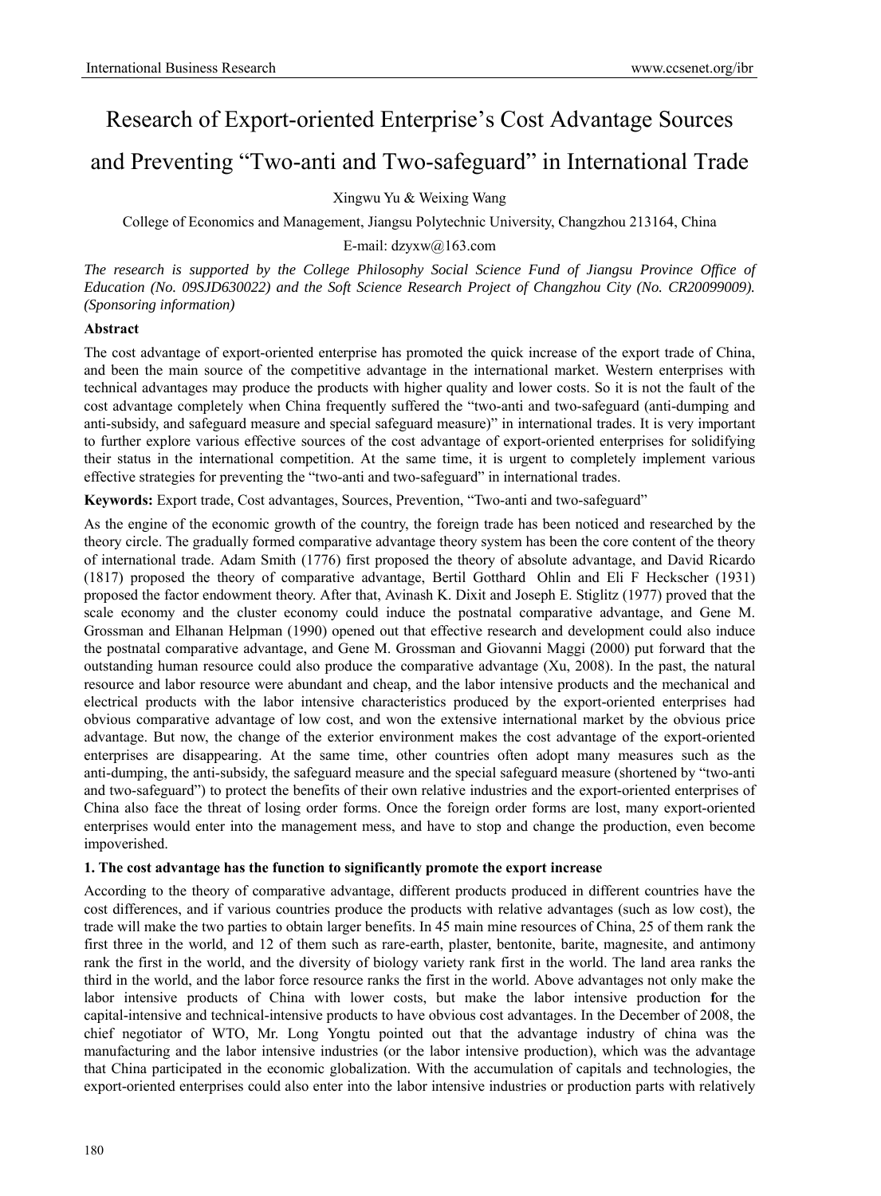# Research of Export-oriented Enterprise's Cost Advantage Sources and Preventing "Two-anti and Two-safeguard" in International Trade

Xingwu Yu & Weixing Wang

College of Economics and Management, Jiangsu Polytechnic University, Changzhou 213164, China

E-mail: dzyxw@163.com

*The research is supported by the College Philosophy Social Science Fund of Jiangsu Province Office of Education (No. 09SJD630022) and the Soft Science Research Project of Changzhou City (No. CR20099009). (Sponsoring information)*

**Abstract**

The cost advantage of export-oriented enterprise has promoted the quick increase of the export trade of China, and been the main source of the competitive advantage in the international market. Western enterprises with technical advantages may produce the products with higher quality and lower costs. So it is not the fault of the cost advantage completely when China frequently suffered the "two-anti and two-safeguard (anti-dumping and anti-subsidy, and safeguard measure and special safeguard measure)" in international trades. It is very important to further explore various effective sources of the cost advantage of export-oriented enterprises for solidifying their status in the international competition. At the same time, it is urgent to completely implement various effective strategies for preventing the "two-anti and two-safeguard" in international trades.

**Keywords:** Export trade, Cost advantages, Sources, Prevention, "Two-anti and two-safeguard"

As the engine of the economic growth of the country, the foreign trade has been noticed and researched by the theory circle. The gradually formed comparative advantage theory system has been the core content of the theory of international trade. Adam Smith (1776) first proposed the theory of absolute advantage, and David Ricardo (1817) proposed the theory of comparative advantage, Bertil Gotthard Ohlin and Eli F Heckscher (1931) proposed the factor endowment theory. After that, Avinash K. Dixit and Joseph E. Stiglitz (1977) proved that the scale economy and the cluster economy could induce the postnatal comparative advantage, and Gene M. Grossman and Elhanan Helpman (1990) opened out that effective research and development could also induce the postnatal comparative advantage, and Gene M. Grossman and Giovanni Maggi (2000) put forward that the outstanding human resource could also produce the comparative advantage (Xu, 2008). In the past, the natural resource and labor resource were abundant and cheap, and the labor intensive products and the mechanical and electrical products with the labor intensive characteristics produced by the export-oriented enterprises had obvious comparative advantage of low cost, and won the extensive international market by the obvious price advantage. But now, the change of the exterior environment makes the cost advantage of the export-oriented enterprises are disappearing. At the same time, other countries often adopt many measures such as the anti-dumping, the anti-subsidy, the safeguard measure and the special safeguard measure (shortened by "two-anti and two-safeguard") to protect the benefits of their own relative industries and the export-oriented enterprises of China also face the threat of losing order forms. Once the foreign order forms are lost, many export-oriented enterprises would enter into the management mess, and have to stop and change the production, even become impoverished.

## 1. The cost advantage has the function to significantly promote the export increase

According to the theory of comparative advantage, different products produced in different countries have the cost differences, and if various countries produce the products with relative advantages (such as low cost), the trade will make the two parties to obtain larger benefits. In 45 main mine resources of China, 25 of them rank the first three in the world, and 12 of them such as rare-earth, plaster, bentonite, barite, magnesite, and antimony rank the first in the world, and the diversity of biology variety rank first in the world. The land area ranks the third in the world, and the labor force resource ranks the first in the world. Above advantages not only make the labor intensive products of China with lower costs, but make the labor intensive production for the capital-intensive and technical-intensive products to have obvious cost advantages. In the December of 2008, the chief negotiator of WTO, Mr. Long Yongtu pointed out that the advantage industry of china was the manufacturing and the labor intensive industries (or the labor intensive production), which was the advantage that China participated in the economic globalization. With the accumulation of capitals and technologies, the export-oriented enterprises could also enter into the labor intensive industries or production parts with relatively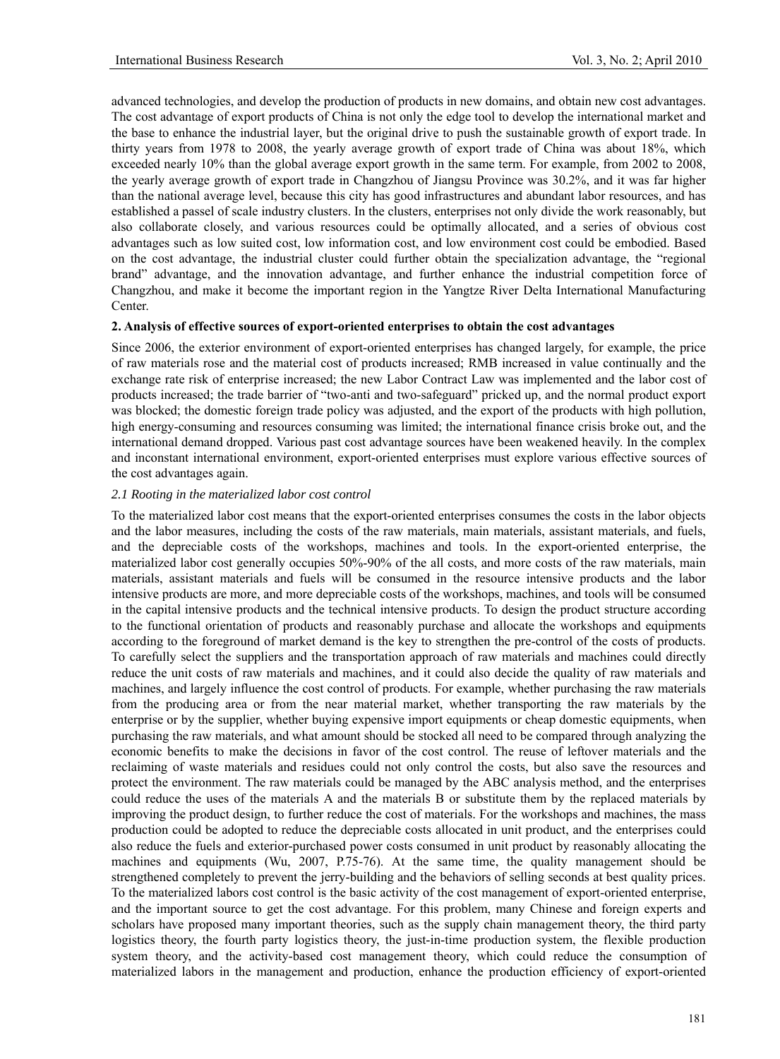advanced technologies, and develop the production of products in new domains, and obtain new cost advantages. The cost advantage of export products of China is not only the edge tool to develop the international market and the base to enhance the industrial layer, but the original drive to push the sustainable growth of export trade. In thirty years from 1978 to 2008, the yearly average growth of export trade of China was about 18%, which exceeded nearly 10% than the global average export growth in the same term. For example, from 2002 to 2008, the yearly average growth of export trade in Changzhou of Jiangsu Province was 30.2%, and it was far higher than the national average level, because this city has good infrastructures and abundant labor resources, and has established a passel of scale industry clusters. In the clusters, enterprises not only divide the work reasonably, but also collaborate closely, and various resources could be optimally allocated, and a series of obvious cost advantages such as low suited cost, low information cost, and low environment cost could be embodied. Based on the cost advantage, the industrial cluster could further obtain the specialization advantage, the "regional brand" advantage, and the innovation advantage, and further enhance the industrial competition force of Changzhou, and make it become the important region in the Yangtze River Delta International Manufacturing Center.

## 2. Analysis of effective sources of export-oriented enterprises to obtain the cost advantages

Since 2006, the exterior environment of export-oriented enterprises has changed largely, for example, the price of raw materials rose and the material cost of products increased; RMB increased in value continually and the exchange rate risk of enterprise increased; the new Labor Contract Law was implemented and the labor cost of products increased; the trade barrier of "two-anti and two-safeguard" pricked up, and the normal product export was blocked; the domestic foreign trade policy was adjusted, and the export of the products with high pollution, high energy-consuming and resources consuming was limited; the international finance crisis broke out, and the international demand dropped. Various past cost advantage sources have been weakened heavily. In the complex and inconstant international environment, export-oriented enterprises must explore various effective sources of the cost advantages again.

### *2.1 Rooting in the materialized labor cost control*

To the materialized labor cost means that the export-oriented enterprises consumes the costs in the labor objects and the labor measures, including the costs of the raw materials, main materials, assistant materials, and fuels, and the depreciable costs of the workshops, machines and tools. In the export-oriented enterprise, the materialized labor cost generally occupies 50%-90% of the all costs, and more costs of the raw materials, main materials, assistant materials and fuels will be consumed in the resource intensive products and the labor intensive products are more, and more depreciable costs of the workshops, machines, and tools will be consumed in the capital intensive products and the technical intensive products. To design the product structure according to the functional orientation of products and reasonably purchase and allocate the workshops and equipments according to the foreground of market demand is the key to strengthen the pre-control of the costs of products. To carefully select the suppliers and the transportation approach of raw materials and machines could directly reduce the unit costs of raw materials and machines, and it could also decide the quality of raw materials and machines, and largely influence the cost control of products. For example, whether purchasing the raw materials from the producing area or from the near material market, whether transporting the raw materials by the enterprise or by the supplier, whether buying expensive import equipments or cheap domestic equipments, when purchasing the raw materials, and what amount should be stocked all need to be compared through analyzing the economic benefits to make the decisions in favor of the cost control. The reuse of leftover materials and the reclaiming of waste materials and residues could not only control the costs, but also save the resources and protect the environment. The raw materials could be managed by the ABC analysis method, and the enterprises could reduce the uses of the materials A and the materials B or substitute them by the replaced materials by improving the product design, to further reduce the cost of materials. For the workshops and machines, the mass production could be adopted to reduce the depreciable costs allocated in unit product, and the enterprises could also reduce the fuels and exterior-purchased power costs consumed in unit product by reasonably allocating the machines and equipments (Wu, 2007, P.75-76). At the same time, the quality management should be strengthened completely to prevent the jerry-building and the behaviors of selling seconds at best quality prices. To the materialized labors cost control is the basic activity of the cost management of export-oriented enterprise, and the important source to get the cost advantage. For this problem, many Chinese and foreign experts and scholars have proposed many important theories, such as the supply chain management theory, the third party logistics theory, the fourth party logistics theory, the just-in-time production system, the flexible production system theory, and the activity-based cost management theory, which could reduce the consumption of materialized labors in the management and production, enhance the production efficiency of export-oriented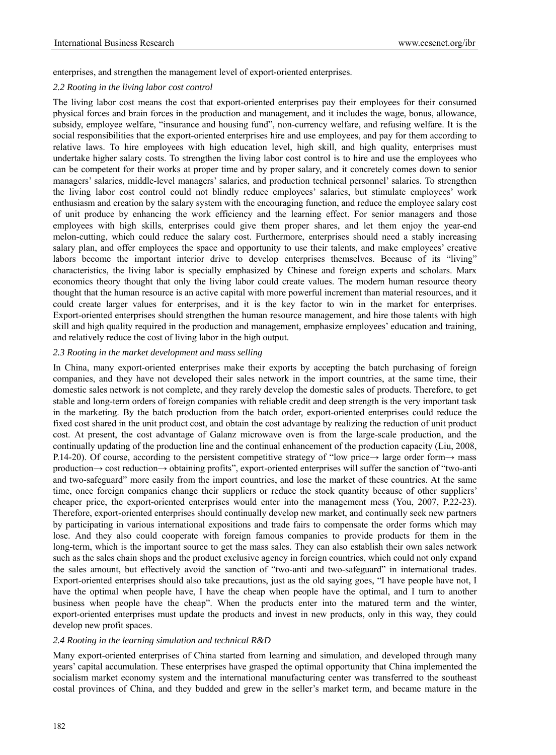enterprises, and strengthen the management level of export-oriented enterprises.

### *2.2 Rooting in the living labor cost control*

The living labor cost means the cost that export-oriented enterprises pay their employees for their consumed physical forces and brain forces in the production and management, and it includes the wage, bonus, allowance, subsidy, employee welfare, "insurance and housing fund", non-currency welfare, and refusing welfare. It is the social responsibilities that the export-oriented enterprises hire and use employees, and pay for them according to relative laws. To hire employees with high education level, high skill, and high quality, enterprises must undertake higher salary costs. To strengthen the living labor cost control is to hire and use the employees who can be competent for their works at proper time and by proper salary, and it concretely comes down to senior managers' salaries, middle-level managers' salaries, and production technical personnel' salaries. To strengthen the living labor cost control could not blindly reduce employees' salaries, but stimulate employees' work enthusiasm and creation by the salary system with the encouraging function, and reduce the employee salary cost of unit produce by enhancing the work efficiency and the learning effect. For senior managers and those employees with high skills, enterprises could give them proper shares, and let them enjoy the year-end melon-cutting, which could reduce the salary cost. Furthermore, enterprises should need a stably increasing salary plan, and offer employees the space and opportunity to use their talents, and make employees' creative labors become the important interior drive to develop enterprises themselves. Because of its "living" characteristics, the living labor is specially emphasized by Chinese and foreign experts and scholars. Marx economics theory thought that only the living labor could create values. The modern human resource theory thought that the human resource is an active capital with more powerful increment than material resources, and it could create larger values for enterprises, and it is the key factor to win in the market for enterprises. Export-oriented enterprises should strengthen the human resource management, and hire those talents with high skill and high quality required in the production and management, emphasize employees' education and training, and relatively reduce the cost of living labor in the high output.

### *2.3 Rooting in the market development and mass selling*

In China, many export-oriented enterprises make their exports by accepting the batch purchasing of foreign companies, and they have not developed their sales network in the import countries, at the same time, their domestic sales network is not complete, and they rarely develop the domestic sales of products. Therefore, to get stable and long-term orders of foreign companies with reliable credit and deep strength is the very important task in the marketing. By the batch production from the batch order, export-oriented enterprises could reduce the fixed cost shared in the unit product cost, and obtain the cost advantage by realizing the reduction of unit product cost. At present, the cost advantage of Galanz microwave oven is from the large-scale production, and the continually updating of the production line and the continual enhancement of the production capacity (Liu, 2008, P.14-20). Of course, according to the persistent competitive strategy of "low price→ large order form→ mass production→ cost reduction→ obtaining profits", export-oriented enterprises will suffer the sanction of "two-anti and two-safeguard" more easily from the import countries, and lose the market of these countries. At the same time, once foreign companies change their suppliers or reduce the stock quantity because of other suppliers' cheaper price, the export-oriented enterprises would enter into the management mess (You, 2007, P.22-23). Therefore, export-oriented enterprises should continually develop new market, and continually seek new partners by participating in various international expositions and trade fairs to compensate the order forms which may lose. And they also could cooperate with foreign famous companies to provide products for them in the long-term, which is the important source to get the mass sales. They can also establish their own sales network such as the sales chain shops and the product exclusive agency in foreign countries, which could not only expand the sales amount, but effectively avoid the sanction of "two-anti and two-safeguard" in international trades. Export-oriented enterprises should also take precautions, just as the old saying goes, "I have people have not, I have the optimal when people have, I have the cheap when people have the optimal, and I turn to another business when people have the cheap". When the products enter into the matured term and the winter, export-oriented enterprises must update the products and invest in new products, only in this way, they could develop new profit spaces.

### *2.4 Rooting in the learning simulation and technical R&D*

Many export-oriented enterprises of China started from learning and simulation, and developed through many years' capital accumulation. These enterprises have grasped the optimal opportunity that China implemented the socialism market economy system and the international manufacturing center was transferred to the southeast costal provinces of China, and they budded and grew in the seller's market term, and became mature in the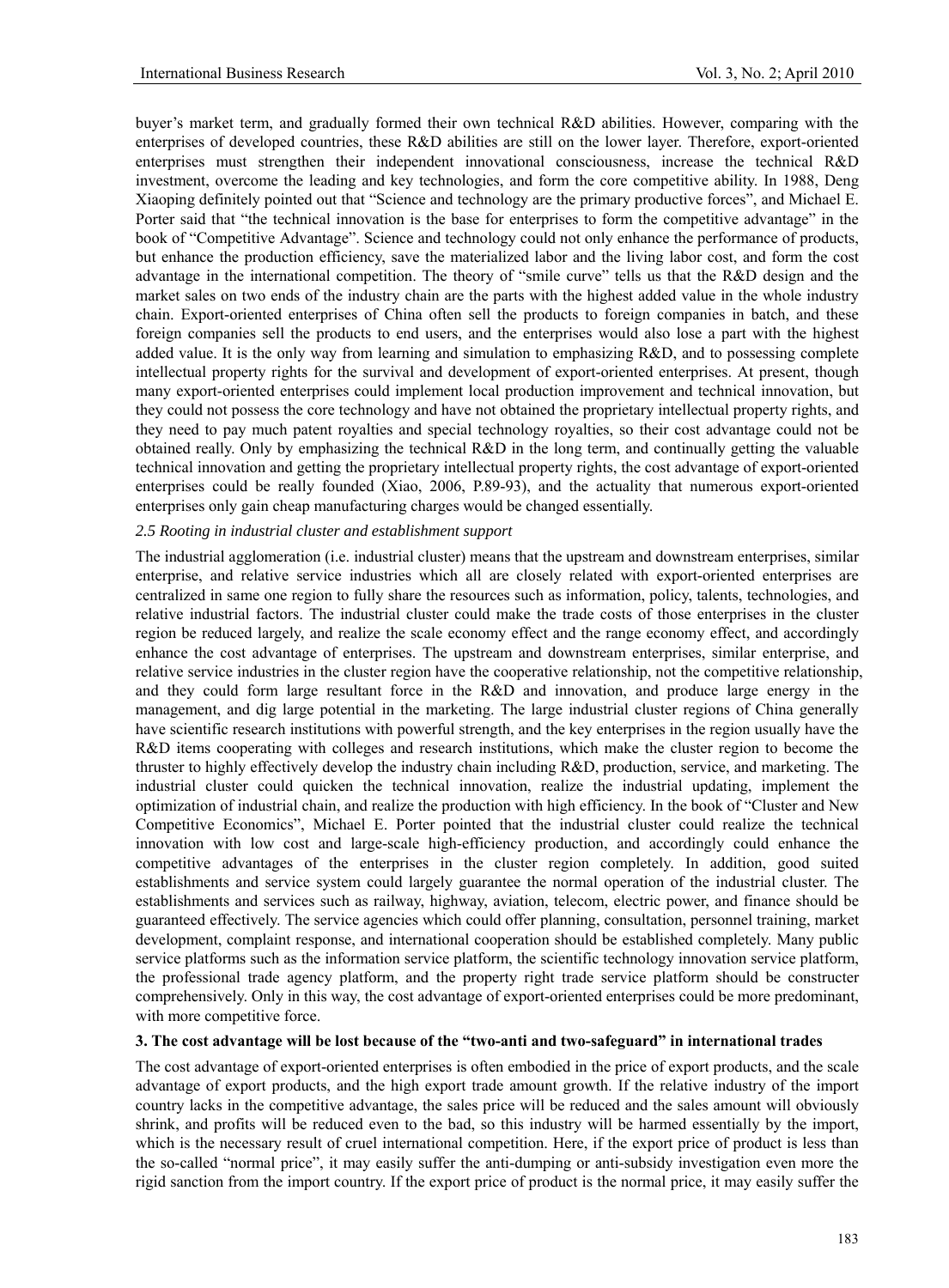buyer's market term, and gradually formed their own technical R&D abilities. However, comparing with the enterprises of developed countries, these R&D abilities are still on the lower layer. Therefore, export-oriented enterprises must strengthen their independent innovational consciousness, increase the technical R&D investment, overcome the leading and key technologies, and form the core competitive ability. In 1988, Deng Xiaoping definitely pointed out that "Science and technology are the primary productive forces", and Michael E. Porter said that "the technical innovation is the base for enterprises to form the competitive advantage" in the book of "Competitive Advantage". Science and technology could not only enhance the performance of products, but enhance the production efficiency, save the materialized labor and the living labor cost, and form the cost advantage in the international competition. The theory of "smile curve" tells us that the R&D design and the market sales on two ends of the industry chain are the parts with the highest added value in the whole industry chain. Export-oriented enterprises of China often sell the products to foreign companies in batch, and these foreign companies sell the products to end users, and the enterprises would also lose a part with the highest added value. It is the only way from learning and simulation to emphasizing R&D, and to possessing complete intellectual property rights for the survival and development of export-oriented enterprises. At present, though many export-oriented enterprises could implement local production improvement and technical innovation, but they could not possess the core technology and have not obtained the proprietary intellectual property rights, and they need to pay much patent royalties and special technology royalties, so their cost advantage could not be obtained really. Only by emphasizing the technical R&D in the long term, and continually getting the valuable technical innovation and getting the proprietary intellectual property rights, the cost advantage of export-oriented enterprises could be really founded (Xiao, 2006, P.89-93), and the actuality that numerous export-oriented enterprises only gain cheap manufacturing charges would be changed essentially.

### *2.5 Rooting in industrial cluster and establishment support*

The industrial agglomeration (i.e. industrial cluster) means that the upstream and downstream enterprises, similar enterprise, and relative service industries which all are closely related with export-oriented enterprises are centralized in same one region to fully share the resources such as information, policy, talents, technologies, and relative industrial factors. The industrial cluster could make the trade costs of those enterprises in the cluster region be reduced largely, and realize the scale economy effect and the range economy effect, and accordingly enhance the cost advantage of enterprises. The upstream and downstream enterprises, similar enterprise, and relative service industries in the cluster region have the cooperative relationship, not the competitive relationship, and they could form large resultant force in the R&D and innovation, and produce large energy in the management, and dig large potential in the marketing. The large industrial cluster regions of China generally have scientific research institutions with powerful strength, and the key enterprises in the region usually have the R&D items cooperating with colleges and research institutions, which make the cluster region to become the thruster to highly effectively develop the industry chain including R&D, production, service, and marketing. The industrial cluster could quicken the technical innovation, realize the industrial updating, implement the optimization of industrial chain, and realize the production with high efficiency. In the book of "Cluster and New Competitive Economics", Michael E. Porter pointed that the industrial cluster could realize the technical innovation with low cost and large-scale high-efficiency production, and accordingly could enhance the competitive advantages of the enterprises in the cluster region completely. In addition, good suited establishments and service system could largely guarantee the normal operation of the industrial cluster. The establishments and services such as railway, highway, aviation, telecom, electric power, and finance should be guaranteed effectively. The service agencies which could offer planning, consultation, personnel training, market development, complaint response, and international cooperation should be established completely. Many public service platforms such as the information service platform, the scientific technology innovation service platform, the professional trade agency platform, and the property right trade service platform should be constructer comprehensively. Only in this way, the cost advantage of export-oriented enterprises could be more predominant, with more competitive force.

## **3. The cost advantage will be lost because of the "two-anti and two-safeguard" in international trades**

The cost advantage of export-oriented enterprises is often embodied in the price of export products, and the scale advantage of export products, and the high export trade amount growth. If the relative industry of the import country lacks in the competitive advantage, the sales price will be reduced and the sales amount will obviously shrink, and profits will be reduced even to the bad, so this industry will be harmed essentially by the import, which is the necessary result of cruel international competition. Here, if the export price of product is less than the so-called "normal price", it may easily suffer the anti-dumping or anti-subsidy investigation even more the rigid sanction from the import country. If the export price of product is the normal price, it may easily suffer the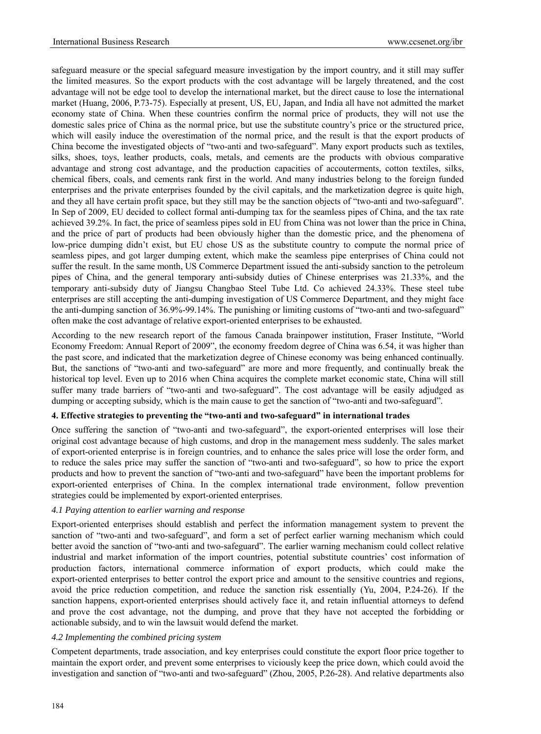safeguard measure or the special safeguard measure investigation by the import country, and it still may suffer the limited measures. So the export products with the cost advantage will be largely threatened, and the cost advantage will not be edge tool to develop the international market, but the direct cause to lose the international market (Huang, 2006, P.73-75). Especially at present, US, EU, Japan, and India all have not admitted the market economy state of China. When these countries confirm the normal price of products, they will not use the domestic sales price of China as the normal price, but use the substitute country's price or the structured price, which will easily induce the overestimation of the normal price, and the result is that the export products of China become the investigated objects of "two-anti and two-safeguard". Many export products such as textiles, silks, shoes, toys, leather products, coals, metals, and cements are the products with obvious comparative advantage and strong cost advantage, and the production capacities of accouterments, cotton textiles, silks, chemical fibers, coals, and cements rank first in the world. And many industries belong to the foreign funded enterprises and the private enterprises founded by the civil capitals, and the marketization degree is quite high, and they all have certain profit space, but they still may be the sanction objects of "two-anti and two-safeguard". In Sep of 2009, EU decided to collect formal anti-dumping tax for the seamless pipes of China, and the tax rate achieved 39.2%. In fact, the price of seamless pipes sold in EU from China was not lower than the price in China, and the price of part of products had been obviously higher than the domestic price, and the phenomena of low-price dumping didn't exist, but EU chose US as the substitute country to compute the normal price of seamless pipes, and got larger dumping extent, which make the seamless pipe enterprises of China could not suffer the result. In the same month, US Commerce Department issued the anti-subsidy sanction to the petroleum pipes of China, and the general temporary anti-subsidy duties of Chinese enterprises was 21.33%, and the temporary anti-subsidy duty of Jiangsu Changbao Steel Tube Ltd. Co achieved 24.33%. These steel tube enterprises are still accepting the anti-dumping investigation of US Commerce Department, and they might face the anti-dumping sanction of 36.9%-99.14%. The punishing or limiting customs of "two-anti and two-safeguard" often make the cost advantage of relative export-oriented enterprises to be exhausted.

According to the new research report of the famous Canada brainpower institution, Fraser Institute, "World Economy Freedom: Annual Report of 2009", the economy freedom degree of China was 6.54, it was higher than the past score, and indicated that the marketization degree of Chinese economy was being enhanced continually. But, the sanctions of "two-anti and two-safeguard" are more and more frequently, and continually break the historical top level. Even up to 2016 when China acquires the complete market economic state, China will still suffer many trade barriers of "two-anti and two-safeguard". The cost advantage will be easily adjudged as dumping or accepting subsidy, which is the main cause to get the sanction of "two-anti and two-safeguard".

## 4. Effective strategies to preventing the "two-anti and two-safeguard" in international trades

Once suffering the sanction of "two-anti and two-safeguard", the export-oriented enterprises will lose their original cost advantage because of high customs, and drop in the management mess suddenly. The sales market of export-oriented enterprise is in foreign countries, and to enhance the sales price will lose the order form, and to reduce the sales price may suffer the sanction of "two-anti and two-safeguard", so how to price the export products and how to prevent the sanction of "two-anti and two-safeguard" have been the important problems for export-oriented enterprises of China. In the complex international trade environment, follow prevention strategies could be implemented by export-oriented enterprises.

### *4.1 Paying attention to earlier warning and response*

Export-oriented enterprises should establish and perfect the information management system to prevent the sanction of "two-anti and two-safeguard", and form a set of perfect earlier warning mechanism which could better avoid the sanction of "two-anti and two-safeguard". The earlier warning mechanism could collect relative industrial and market information of the import countries, potential substitute countries' cost information of production factors, international commerce information of export products, which could make the export-oriented enterprises to better control the export price and amount to the sensitive countries and regions, avoid the price reduction competition, and reduce the sanction risk essentially (Yu, 2004, P.24-26). If the sanction happens, export-oriented enterprises should actively face it, and retain influential attorneys to defend and prove the cost advantage, not the dumping, and prove that they have not accepted the forbidding or actionable subsidy, and to win the lawsuit would defend the market.

### *4.2 Implementing the combined pricing system*

Competent departments, trade association, and key enterprises could constitute the export floor price together to maintain the export order, and prevent some enterprises to viciously keep the price down, which could avoid the investigation and sanction of "two-anti and two-safeguard" (Zhou, 2005, P.26-28). And relative departments also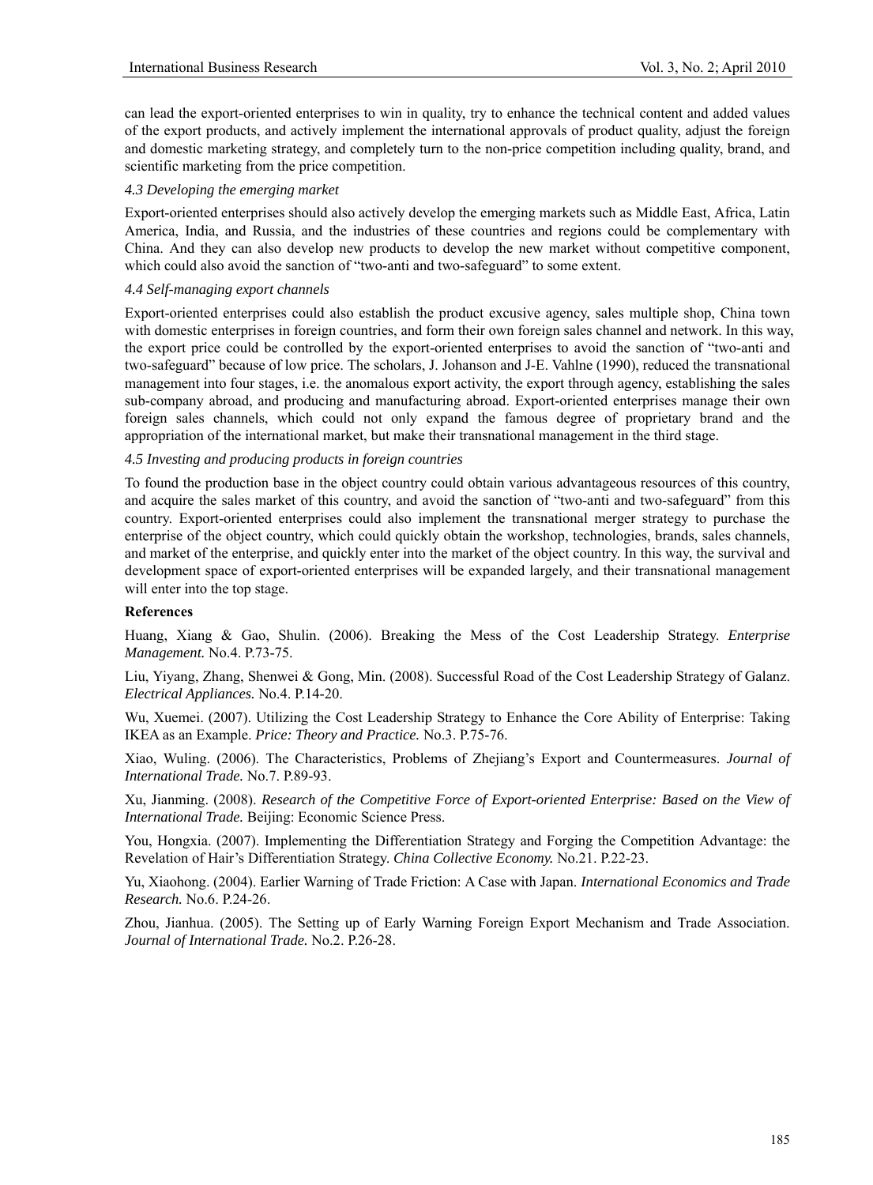can lead the export-oriented enterprises to win in quality, try to enhance the technical content and added values of the export products, and actively implement the international approvals of product quality, adjust the foreign and domestic marketing strategy, and completely turn to the non-price competition including quality, brand, and scientific marketing from the price competition.

### *4.3 Developing the emerging market*

Export-oriented enterprises should also actively develop the emerging markets such as Middle East, Africa, Latin America, India, and Russia, and the industries of these countries and regions could be complementary with China. And they can also develop new products to develop the new market without competitive component, which could also avoid the sanction of "two-anti and two-safeguard" to some extent.

### *4.4 Self-managing export channels*

Export-oriented enterprises could also establish the product excusive agency, sales multiple shop, China town with domestic enterprises in foreign countries, and form their own foreign sales channel and network. In this way, the export price could be controlled by the export-oriented enterprises to avoid the sanction of "two-anti and two-safeguard" because of low price. The scholars, J. Johanson and J-E. Vahlne (1990), reduced the transnational management into four stages, i.e. the anomalous export activity, the export through agency, establishing the sales sub-company abroad, and producing and manufacturing abroad. Export-oriented enterprises manage their own foreign sales channels, which could not only expand the famous degree of proprietary brand and the appropriation of the international market, but make their transnational management in the third stage.

### *4.5 Investing and producing products in foreign countries*

To found the production base in the object country could obtain various advantageous resources of this country, and acquire the sales market of this country, and avoid the sanction of "two-anti and two-safeguard" from this country. Export-oriented enterprises could also implement the transnational merger strategy to purchase the enterprise of the object country, which could quickly obtain the workshop, technologies, brands, sales channels, and market of the enterprise, and quickly enter into the market of the object country. In this way, the survival and development space of export-oriented enterprises will be expanded largely, and their transnational management will enter into the top stage.

## References

Huang, Xiang & Gao, Shulin. (2006). Breaking the Mess of the Cost Leadership Strategy. *Enterprise Management.* No.4. P.73-75.

Liu, Yiyang, Zhang, Shenwei & Gong, Min. (2008). Successful Road of the Cost Leadership Strategy of Galanz. *Electrical Appliances.* No.4. P.14-20.

Wu, Xuemei. (2007). Utilizing the Cost Leadership Strategy to Enhance the Core Ability of Enterprise: Taking IKEA as an Example. *Price: Theory and Practice.* No.3. P.75-76.

Xiao, Wuling. (2006). The Characteristics, Problems of Zhejiang's Export and Countermeasures. *Journal of International Trade.* No.7. P.89-93.

Xu, Jianming. (2008). *Research of the Competitive Force of Export-oriented Enterprise: Based on the View of International Trade.* Beijing: Economic Science Press.

You, Hongxia. (2007). Implementing the Differentiation Strategy and Forging the Competition Advantage: the Revelation of Hair's Differentiation Strategy. *China Collective Economy.* No.21. P.22-23.

Yu, Xiaohong. (2004). Earlier Warning of Trade Friction: A Case with Japan. *International Economics and Trade Research.* No.6. P.24-26.

Zhou, Jianhua. (2005). The Setting up of Early Warning Foreign Export Mechanism and Trade Association. *Journal of International Trade.* No.2. P.26-28.